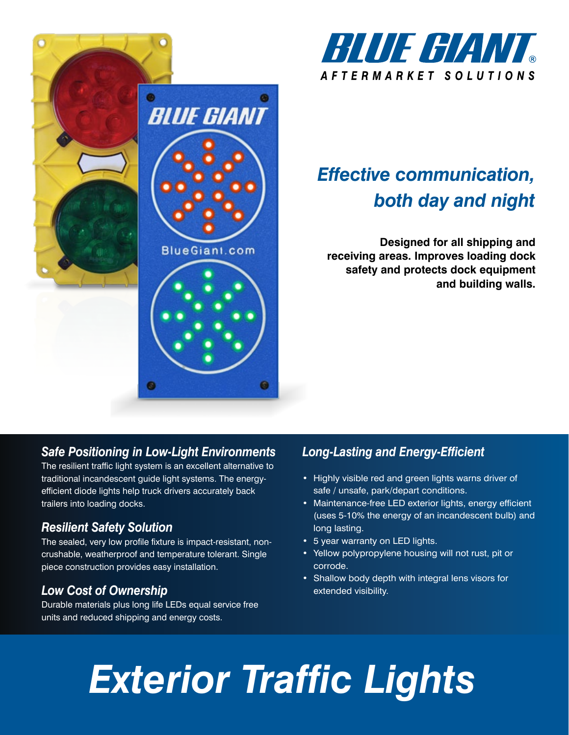# BLUE GIANT

AFTERMARKET SOLUTIONS

## *Effective communication, both day and night*

**Designed for all shipping and receiving areas. Improves loading dock safety and protects dock equipment and building walls.**

### *Safe Positioning in Low-Light Environments*

The resilient traffic light system is an excellent alternative to traditional incandescent guide light systems. The energy-efficient diode lights help truck drivers accurately back trailers into loading docks.

### *Resilient Safety Solution*

The sealed, very low profile fixture is impact-resistant, non-crushable, weatherproof and temperature tolerant. Single piece construction provides easy installation.

### *Low Cost of Ownership*

Durable materials plus long life LEDs equal service free units and reduced shipping and energy costs.

### *Long-Lasting and Energy-Efficient*

- Highly visible red and green lights warns driver of safe / unsafe, park/depart conditions.
- Maintenance-free LED exterior lights, energy efficient (uses 5-10% the energy of an incandescent bulb) and long lasting.
- 5 year warranty on LED lights.
- Yellow polypropylene housing will not rust, pit or corrode.
- Shallow body depth with integral lens visors for extended visibility.

# *Exterior Traffic Lights*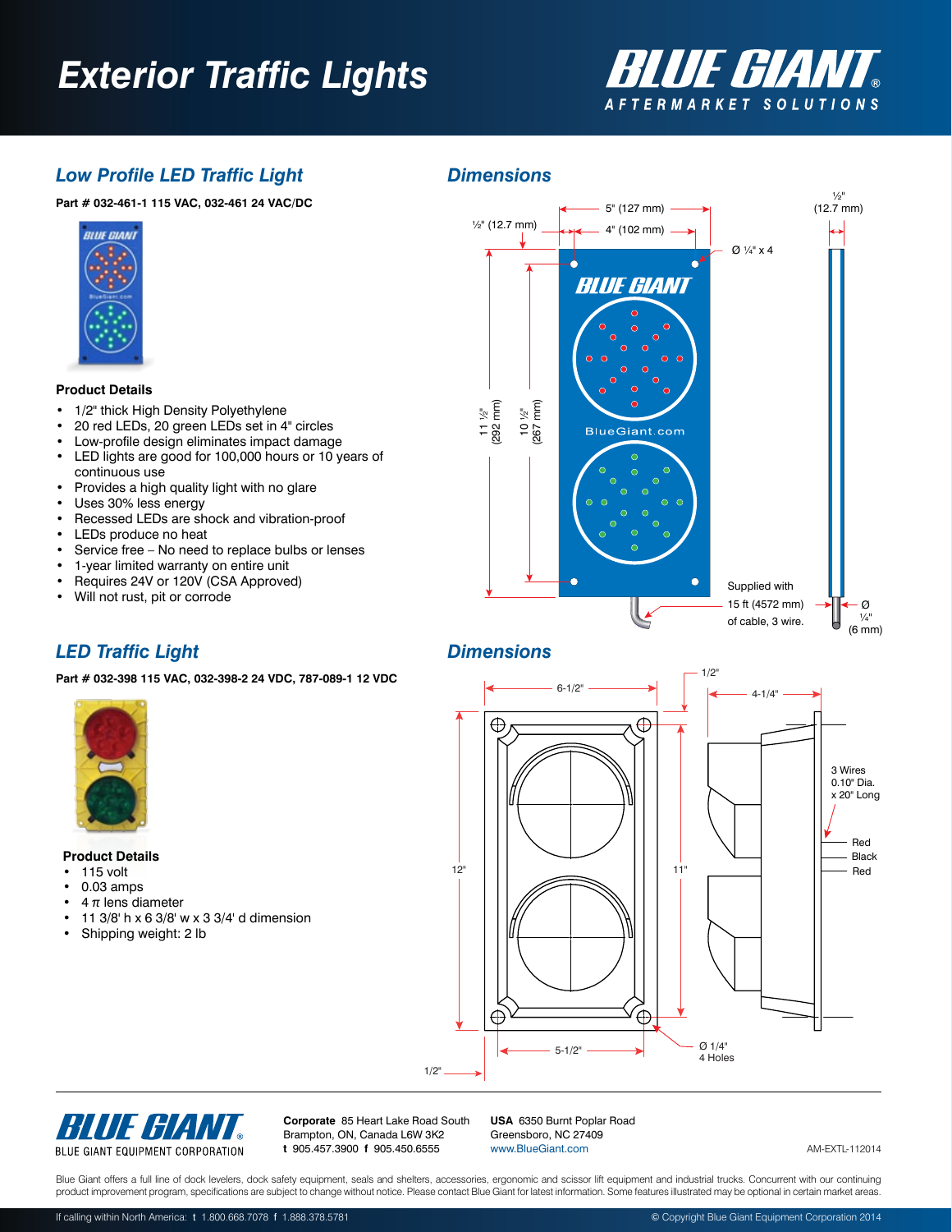# Exterior Traffic Lights

## Low Profile LED Traffic Light

**Part # 032-461-1 115 VAC, 032-461 24 VAC/DC**

### Product Details

- 1/2" thick High Density Polyethylene
- 20 red LEDs, 20 green LEDs set in 4" circles
- Low-profile design eliminates impact damage
- LED lights are good for 100,000 hours or 10 years of continuous use
- Provides a high quality light with no glare
- Uses 30% less energy
- Recessed LEDs are shock and vibration-proof
- LEDs produce no heat
- Service free – No need to replace bulbs or lenses
- 1-year limited warranty on entire unit
- Requires 24V or 120V (CSA Approved)
- Will not rust, pit or corrode

## Dimensions

5" (127 mm)
4" (102 mm)
½" (12.7 mm)
½" (12.7 mm)
Ø ¼" x 4
11 ½" (292 mm)
10 ½" (267 mm)
BlueGiant.com
Supplied with 15 ft (4572 mm) of cable, 3 wire.
Ø ¼" (6 mm)

## LED Traffic Light

**Part # 032-398 115 VAC, 032-398-2 24 VDC, 787-089-1 12 VDC**

### Product Details

- 115 volt
- 0.03 amps
- 4 $\pi$ lens diameter
- 11 3/8' h x 6 3/8' w x 3 3/4' d dimension
- Shipping weight: 2 lb

## Dimensions

6-1/2"
1/2"
4-1/4"
12"
11"
3 Wires 0.10" Dia. x 20" Long
Red
Black
Red
5-1/2"
Ø 1/4" 4 Holes
1/2"

BLUE GIANT EQUIPMENT CORPORATION

**Corporate** 85 Heart Lake Road South
Brampton, ON, Canada L6W 3K2
**t** 905.457.3900 **f** 905.450.6555

**USA** 6350 Burnt Poplar Road
Greensboro, NC 27409
www.BlueGiant.com

AM-EXTL-112014

Blue Giant offers a full line of dock levelers, dock safety equipment, seals and shelters, accessories, ergonomic and scissor lift equipment and industrial trucks. Concurrent with our continuing product improvement program, specifications are subject to change without notice. Please contact Blue Giant for latest information. Some features illustrated may be optional in certain market areas.

If calling within North America: t 1.800.668.7078 f 1.888.378.5781

© Copyright Blue Giant Equipment Corporation 2014